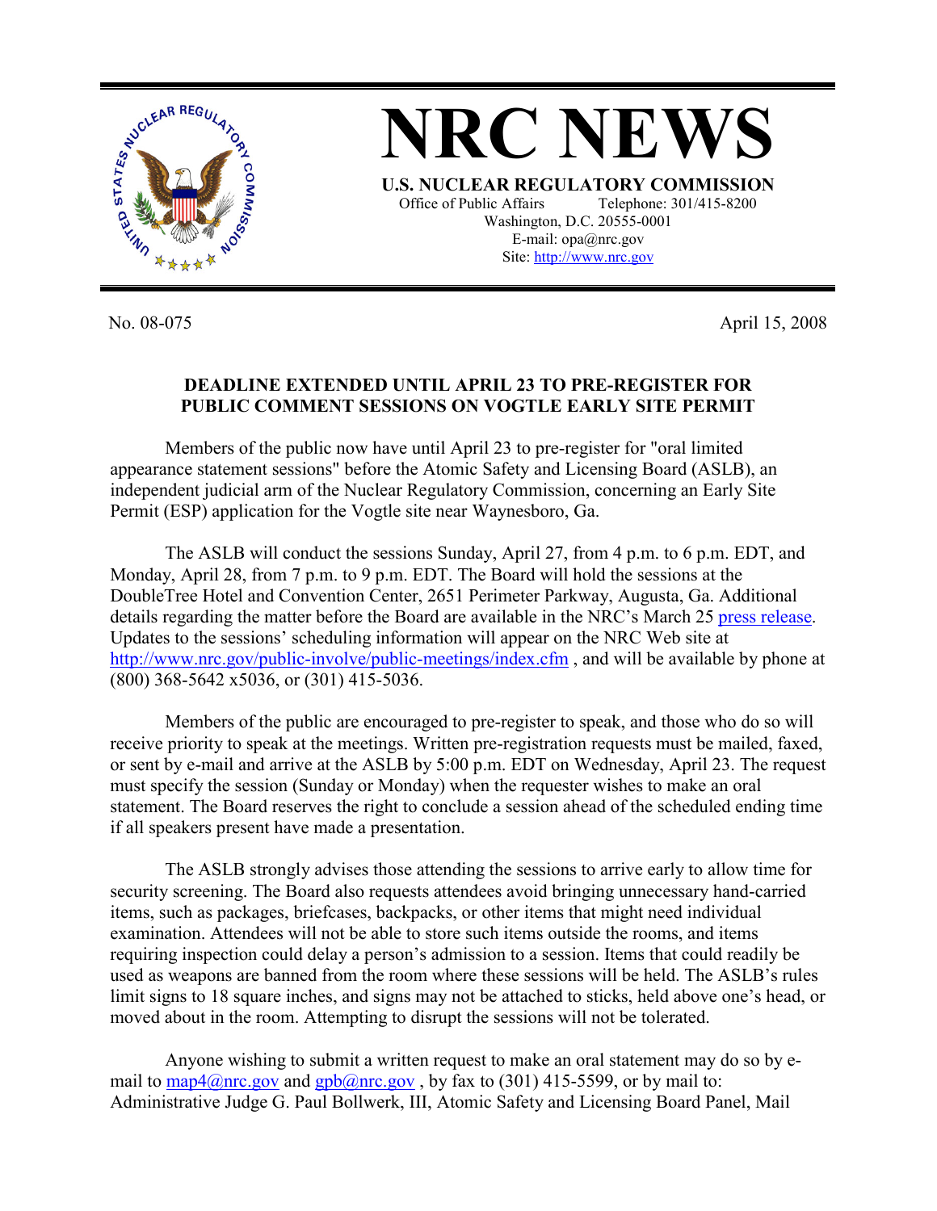# NRC NEWS

**U.S. NUCLEAR REGULATORY COMMISSION**

Office of Public Affairs Telephone: 301/415-8200
Washington, D.C. 20555-0001
E-mail: opa@nrc.gov
Site: http://www.nrc.gov

No. 08-075 April 15, 2008

**DEADLINE EXTENDED UNTIL APRIL 23 TO PRE-REGISTER FOR PUBLIC COMMENT SESSIONS ON VOGTLE EARLY SITE PERMIT**

Members of the public now have until April 23 to pre-register for "oral limited appearance statement sessions" before the Atomic Safety and Licensing Board (ASLB), an independent judicial arm of the Nuclear Regulatory Commission, concerning an Early Site Permit (ESP) application for the Vogtle site near Waynesboro, Ga.

The ASLB will conduct the sessions Sunday, April 27, from 4 p.m. to 6 p.m. EDT, and Monday, April 28, from 7 p.m. to 9 p.m. EDT. The Board will hold the sessions at the DoubleTree Hotel and Convention Center, 2651 Perimeter Parkway, Augusta, Ga. Additional details regarding the matter before the Board are available in the NRC's March 25 press release. Updates to the sessions' scheduling information will appear on the NRC Web site at http://www.nrc.gov/public-involve/public-meetings/index.cfm , and will be available by phone at (800) 368-5642 x5036, or (301) 415-5036.

Members of the public are encouraged to pre-register to speak, and those who do so will receive priority to speak at the meetings. Written pre-registration requests must be mailed, faxed, or sent by e-mail and arrive at the ASLB by 5:00 p.m. EDT on Wednesday, April 23. The request must specify the session (Sunday or Monday) when the requester wishes to make an oral statement. The Board reserves the right to conclude a session ahead of the scheduled ending time if all speakers present have made a presentation.

The ASLB strongly advises those attending the sessions to arrive early to allow time for security screening. The Board also requests attendees avoid bringing unnecessary hand-carried items, such as packages, briefcases, backpacks, or other items that might need individual examination. Attendees will not be able to store such items outside the rooms, and items requiring inspection could delay a person's admission to a session. Items that could readily be used as weapons are banned from the room where these sessions will be held. The ASLB's rules limit signs to 18 square inches, and signs may not be attached to sticks, held above one's head, or moved about in the room. Attempting to disrupt the sessions will not be tolerated.

Anyone wishing to submit a written request to make an oral statement may do so by e-mail to map4@nrc.gov and gpb@nrc.gov , by fax to (301) 415-5599, or by mail to: Administrative Judge G. Paul Bollwerk, III, Atomic Safety and Licensing Board Panel, Mail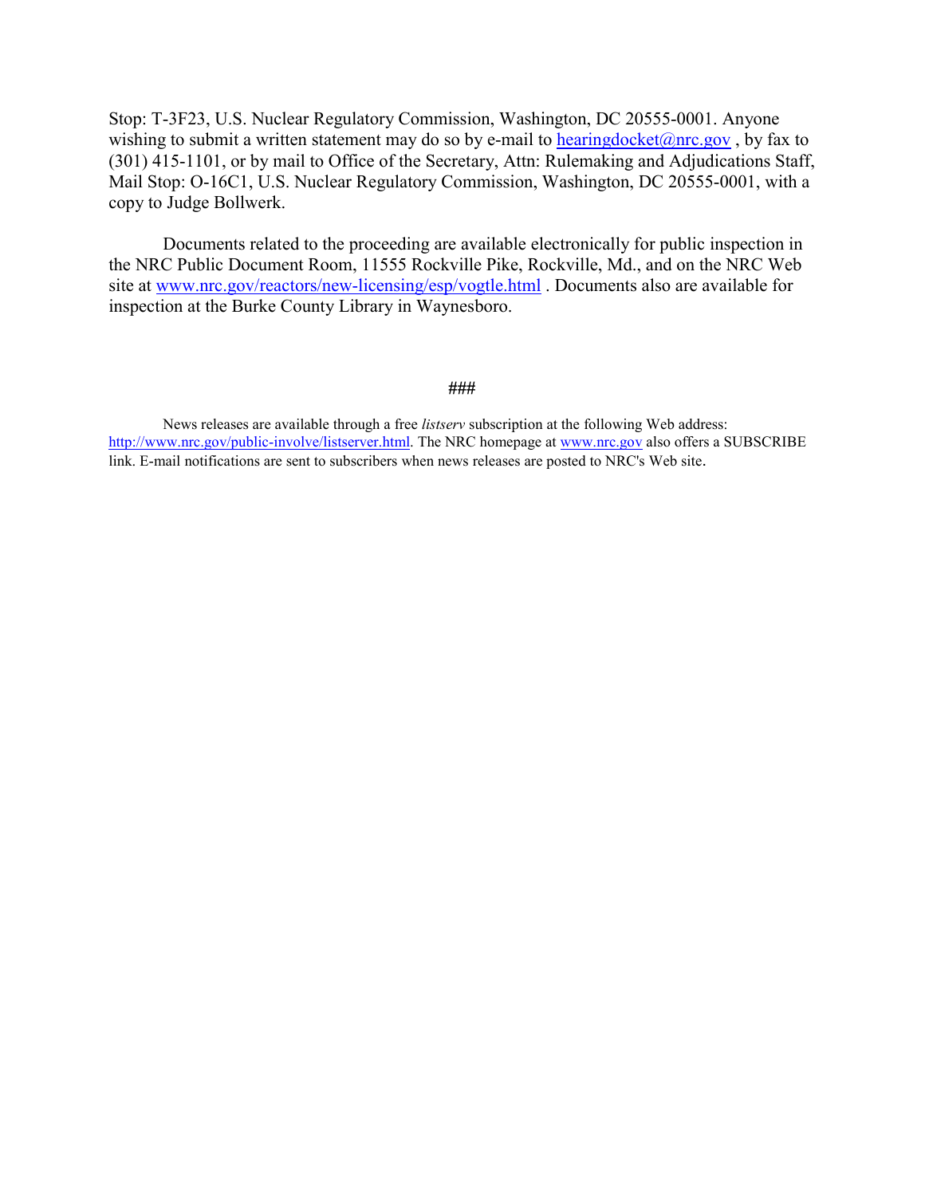Stop: T-3F23, U.S. Nuclear Regulatory Commission, Washington, DC 20555-0001. Anyone wishing to submit a written statement may do so by e-mail to hearingdocket@nrc.gov , by fax to (301) 415-1101, or by mail to Office of the Secretary, Attn: Rulemaking and Adjudications Staff, Mail Stop: O-16C1, U.S. Nuclear Regulatory Commission, Washington, DC 20555-0001, with a copy to Judge Bollwerk.

Documents related to the proceeding are available electronically for public inspection in the NRC Public Document Room, 11555 Rockville Pike, Rockville, Md., and on the NRC Web site at www.nrc.gov/reactors/new-licensing/esp/vogtle.html . Documents also are available for inspection at the Burke County Library in Waynesboro.

###

News releases are available through a free *listserv* subscription at the following Web address: http://www.nrc.gov/public-involve/listserver.html. The NRC homepage at www.nrc.gov also offers a SUBSCRIBE link. E-mail notifications are sent to subscribers when news releases are posted to NRC's Web site.